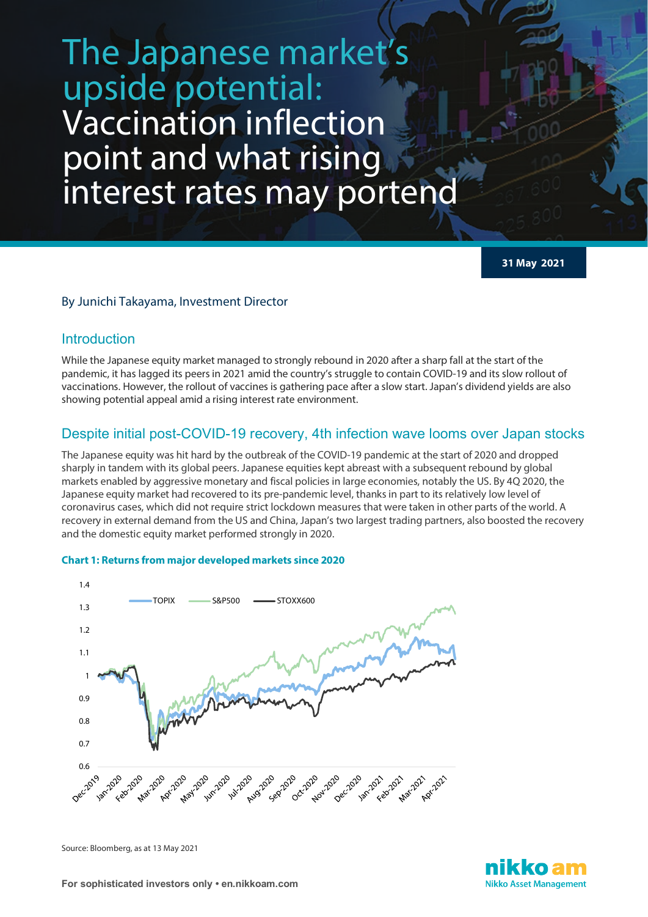# The Japanese market's upside potential: Vaccination inflection point and what rising interest rates may portend

31 May 2021

By Junichi Takayama, Investment Director

## Introduction

While the Japanese equity market managed to strongly rebound in 2020 after a sharp fall at the start of the pandemic, it has lagged its peers in 2021 amid the country's struggle to contain COVID-19 and its slow rollout of vaccinations. However, the rollout of vaccines is gathering pace after a slow start. Japan's dividend yields are also showing potential appeal amid a rising interest rate environment.

## Despite initial post-COVID-19 recovery, 4th infection wave looms over Japan stocks

The Japanese equity was hit hard by the outbreak of the COVID-19 pandemic at the start of 2020 and dropped sharply in tandem with its global peers. Japanese equities kept abreast with a subsequent rebound by global markets enabled by aggressive monetary and fiscal policies in large economies, notably the US. By 4Q 2020, the Japanese equity market had recovered to its pre-pandemic level, thanks in part to its relatively low level of coronavirus cases, which did not require strict lockdown measures that were taken in other parts of the world. A recovery in external demand from the US and China, Japan's two largest trading partners, also boosted the recovery and the domestic equity market performed strongly in 2020.

**Chart 1: Returns from major developed markets since 2020**

Source: Bloomberg, as at 13 May 2021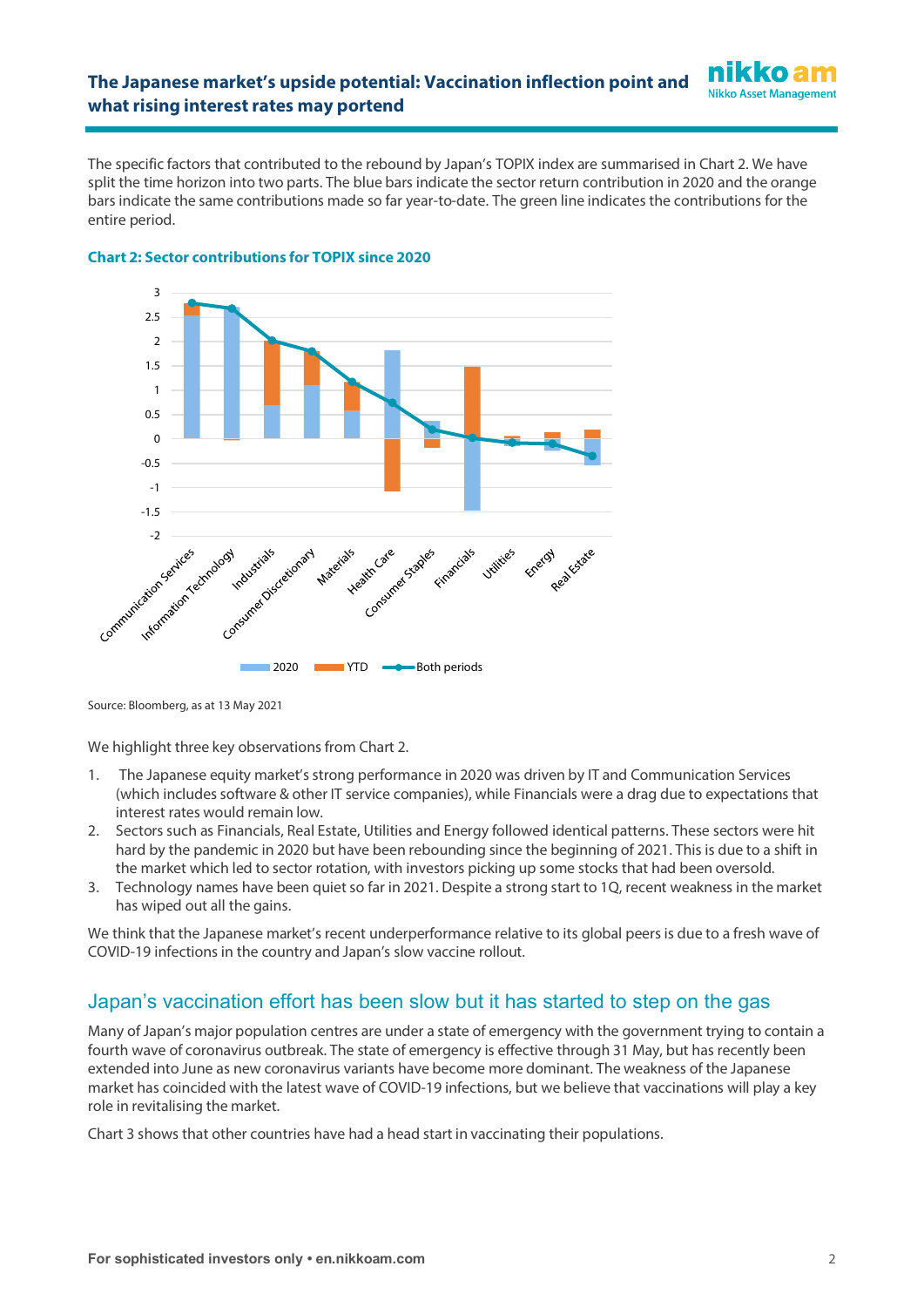The specific factors that contributed to the rebound by Japan's TOPIX index are summarised in Chart 2. We have split the time horizon into two parts. The blue bars indicate the sector return contribution in 2020 and the orange bars indicate the same contributions made so far year-to-date. The green line indicates the contributions for the entire period.

**Chart 2: Sector contributions for TOPIX since 2020**

Source: Bloomberg, as at 13 May 2021

We highlight three key observations from Chart 2.

1. The Japanese equity market's strong performance in 2020 was driven by IT and Communication Services (which includes software & other IT service companies), while Financials were a drag due to expectations that interest rates would remain low.
2. Sectors such as Financials, Real Estate, Utilities and Energy followed identical patterns. These sectors were hit hard by the pandemic in 2020 but have been rebounding since the beginning of 2021. This is due to a shift in the market which led to sector rotation, with investors picking up some stocks that had been oversold.
3. Technology names have been quiet so far in 2021. Despite a strong start to 1Q, recent weakness in the market has wiped out all the gains.

We think that the Japanese market's recent underperformance relative to its global peers is due to a fresh wave of COVID-19 infections in the country and Japan's slow vaccine rollout.

## Japan's vaccination effort has been slow but it has started to step on the gas

Many of Japan's major population centres are under a state of emergency with the government trying to contain a fourth wave of coronavirus outbreak. The state of emergency is effective through 31 May, but has recently been extended into June as new coronavirus variants have become more dominant. The weakness of the Japanese market has coincided with the latest wave of COVID-19 infections, but we believe that vaccinations will play a key role in revitalising the market.

Chart 3 shows that other countries have had a head start in vaccinating their populations.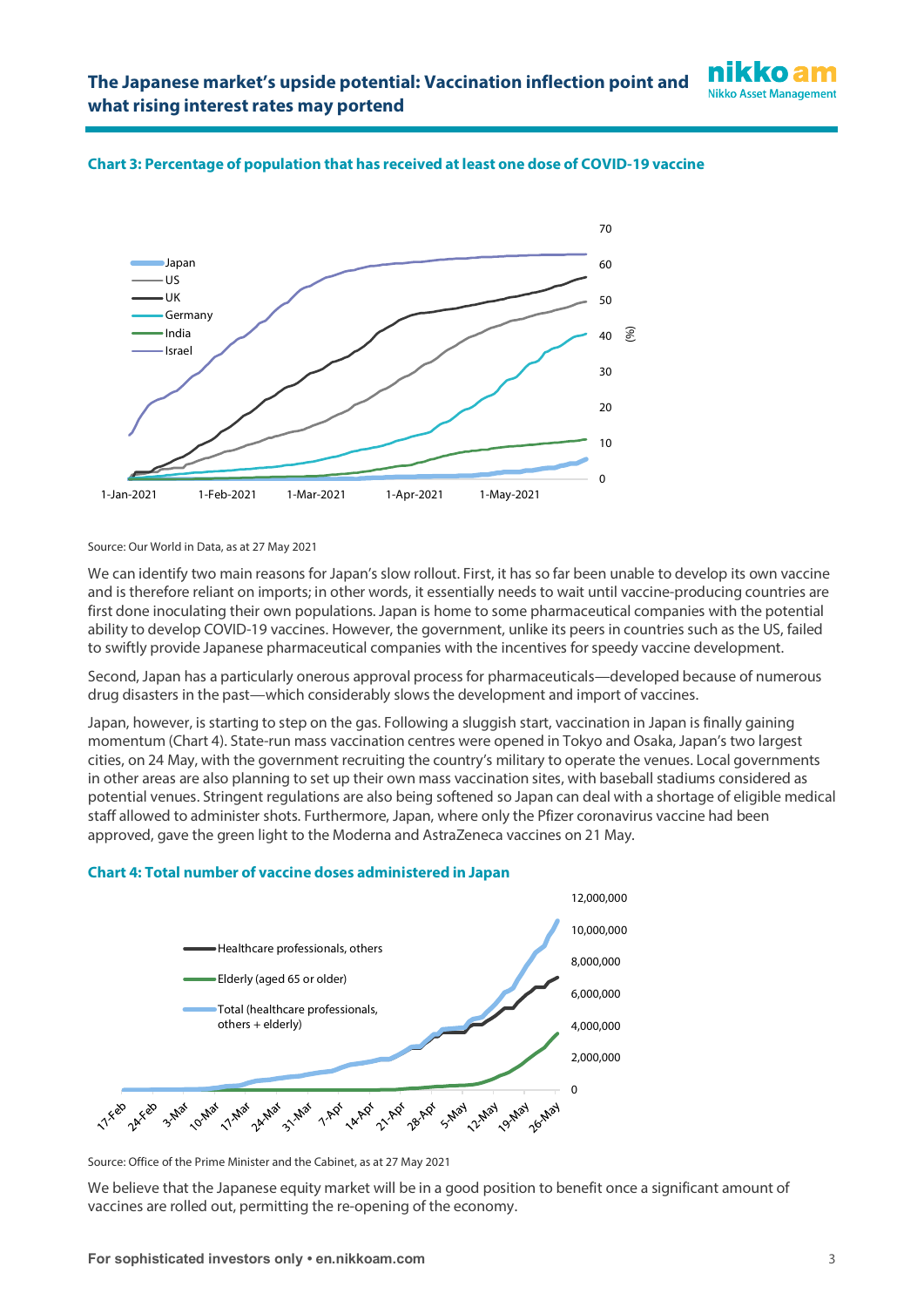**Chart 3: Percentage of population that has received at least one dose of COVID-19 vaccine**

Source: Our World in Data, as at 27 May 2021

We can identify two main reasons for Japan's slow rollout. First, it has so far been unable to develop its own vaccine and is therefore reliant on imports; in other words, it essentially needs to wait until vaccine-producing countries are first done inoculating their own populations. Japan is home to some pharmaceutical companies with the potential ability to develop COVID-19 vaccines. However, the government, unlike its peers in countries such as the US, failed to swiftly provide Japanese pharmaceutical companies with the incentives for speedy vaccine development.

Second, Japan has a particularly onerous approval process for pharmaceuticals—developed because of numerous drug disasters in the past—which considerably slows the development and import of vaccines.

Japan, however, is starting to step on the gas. Following a sluggish start, vaccination in Japan is finally gaining momentum (Chart 4). State-run mass vaccination centres were opened in Tokyo and Osaka, Japan's two largest cities, on 24 May, with the government recruiting the country's military to operate the venues. Local governments in other areas are also planning to set up their own mass vaccination sites, with baseball stadiums considered as potential venues. Stringent regulations are also being softened so Japan can deal with a shortage of eligible medical staff allowed to administer shots. Furthermore, Japan, where only the Pfizer coronavirus vaccine had been approved, gave the green light to the Moderna and AstraZeneca vaccines on 21 May.

**Chart 4: Total number of vaccine doses administered in Japan**

Source: Office of the Prime Minister and the Cabinet, as at 27 May 2021

We believe that the Japanese equity market will be in a good position to benefit once a significant amount of vaccines are rolled out, permitting the re-opening of the economy.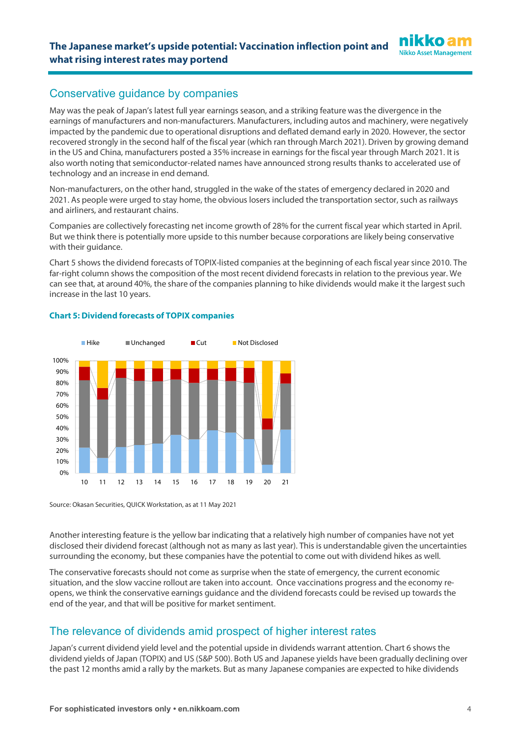## Conservative guidance by companies

May was the peak of Japan's latest full year earnings season, and a striking feature was the divergence in the earnings of manufacturers and non-manufacturers. Manufacturers, including autos and machinery, were negatively impacted by the pandemic due to operational disruptions and deflated demand early in 2020. However, the sector recovered strongly in the second half of the fiscal year (which ran through March 2021). Driven by growing demand in the US and China, manufacturers posted a 35% increase in earnings for the fiscal year through March 2021. It is also worth noting that semiconductor-related names have announced strong results thanks to accelerated use of technology and an increase in end demand.

Non-manufacturers, on the other hand, struggled in the wake of the states of emergency declared in 2020 and 2021. As people were urged to stay home, the obvious losers included the transportation sector, such as railways and airliners, and restaurant chains.

Companies are collectively forecasting net income growth of 28% for the current fiscal year which started in April. But we think there is potentially more upside to this number because corporations are likely being conservative with their guidance.

Chart 5 shows the dividend forecasts of TOPIX-listed companies at the beginning of each fiscal year since 2010. The far-right column shows the composition of the most recent dividend forecasts in relation to the previous year. We can see that, at around 40%, the share of the companies planning to hike dividends would make it the largest such increase in the last 10 years.

**Chart 5: Dividend forecasts of TOPIX companies**

Source: Okasan Securities, QUICK Workstation, as at 11 May 2021

Another interesting feature is the yellow bar indicating that a relatively high number of companies have not yet disclosed their dividend forecast (although not as many as last year). This is understandable given the uncertainties surrounding the economy, but these companies have the potential to come out with dividend hikes as well.

The conservative forecasts should not come as surprise when the state of emergency, the current economic situation, and the slow vaccine rollout are taken into account. Once vaccinations progress and the economy re-opens, we think the conservative earnings guidance and the dividend forecasts could be revised up towards the end of the year, and that will be positive for market sentiment.

## The relevance of dividends amid prospect of higher interest rates

Japan's current dividend yield level and the potential upside in dividends warrant attention. Chart 6 shows the dividend yields of Japan (TOPIX) and US (S&P 500). Both US and Japanese yields have been gradually declining over the past 12 months amid a rally by the markets. But as many Japanese companies are expected to hike dividends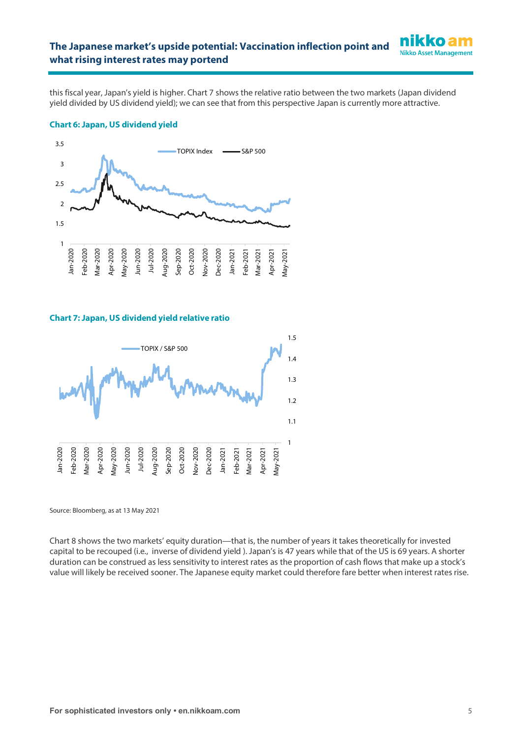this fiscal year, Japan's yield is higher. Chart 7 shows the relative ratio between the two markets (Japan dividend yield divided by US dividend yield); we can see that from this perspective Japan is currently more attractive.

**Chart 6: Japan, US dividend yield**

**Chart 7: Japan, US dividend yield relative ratio**

Source: Bloomberg, as at 13 May 2021

Chart 8 shows the two markets' equity duration—that is, the number of years it takes theoretically for invested capital to be recouped (i.e., inverse of dividend yield ). Japan's is 47 years while that of the US is 69 years. A shorter duration can be construed as less sensitivity to interest rates as the proportion of cash flows that make up a stock's value will likely be received sooner. The Japanese equity market could therefore fare better when interest rates rise.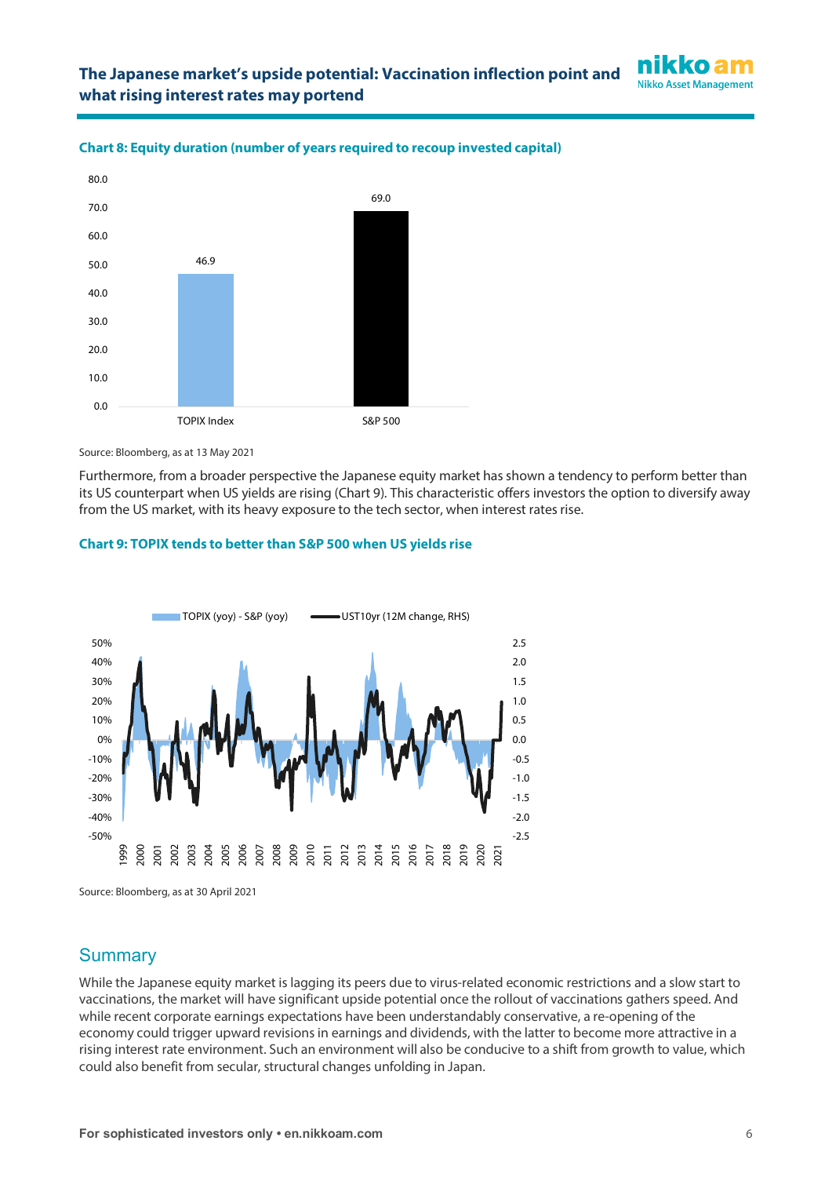**Chart 8: Equity duration (number of years required to recoup invested capital)**

| | Years |
|---|---|
| TOPIX Index | 46.9 |
| S&P 500 | 69.0 |

Source: Bloomberg, as at 13 May 2021

Furthermore, from a broader perspective the Japanese equity market has shown a tendency to perform better than its US counterpart when US yields are rising (Chart 9). This characteristic offers investors the option to diversify away from the US market, with its heavy exposure to the tech sector, when interest rates rise.

**Chart 9: TOPIX tends to better than S&P 500 when US yields rise**

Source: Bloomberg, as at 30 April 2021

## Summary

While the Japanese equity market is lagging its peers due to virus-related economic restrictions and a slow start to vaccinations, the market will have significant upside potential once the rollout of vaccinations gathers speed. And while recent corporate earnings expectations have been understandably conservative, a re-opening of the economy could trigger upward revisions in earnings and dividends, with the latter to become more attractive in a rising interest rate environment. Such an environment will also be conducive to a shift from growth to value, which could also benefit from secular, structural changes unfolding in Japan.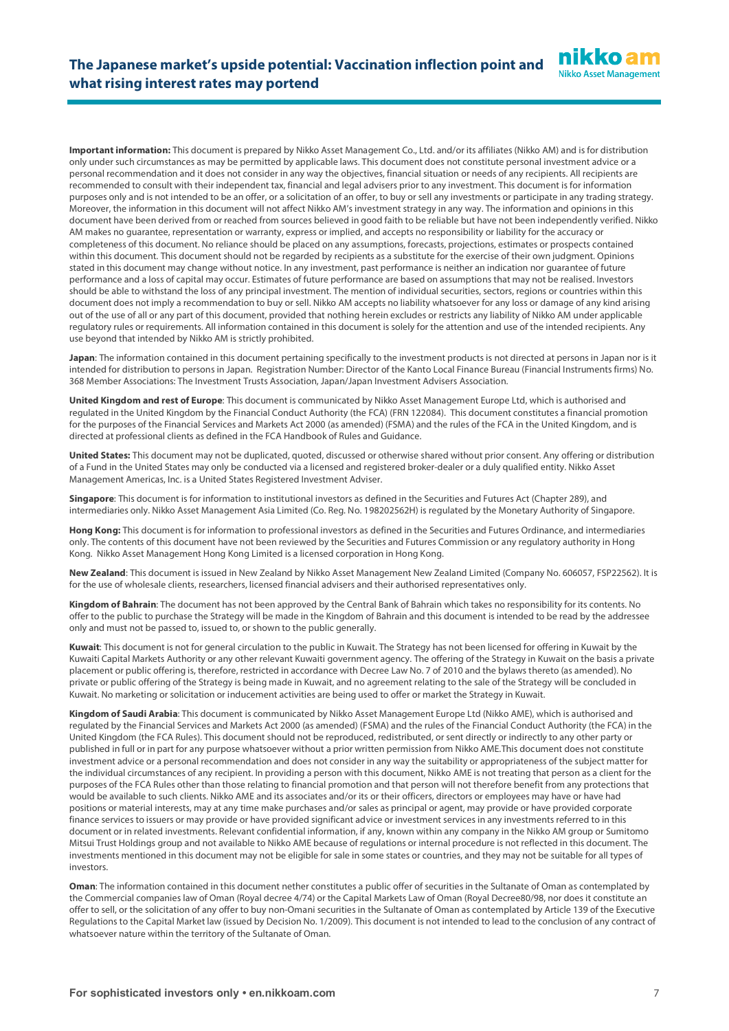**Important information:** This document is prepared by Nikko Asset Management Co., Ltd. and/or its affiliates (Nikko AM) and is for distribution only under such circumstances as may be permitted by applicable laws. This document does not constitute personal investment advice or a personal recommendation and it does not consider in any way the objectives, financial situation or needs of any recipients. All recipients are recommended to consult with their independent tax, financial and legal advisers prior to any investment. This document is for information purposes only and is not intended to be an offer, or a solicitation of an offer, to buy or sell any investments or participate in any trading strategy. Moreover, the information in this document will not affect Nikko AM's investment strategy in any way. The information and opinions in this document have been derived from or reached from sources believed in good faith to be reliable but have not been independently verified. Nikko AM makes no guarantee, representation or warranty, express or implied, and accepts no responsibility or liability for the accuracy or completeness of this document. No reliance should be placed on any assumptions, forecasts, projections, estimates or prospects contained within this document. This document should not be regarded by recipients as a substitute for the exercise of their own judgment. Opinions stated in this document may change without notice. In any investment, past performance is neither an indication nor guarantee of future performance and a loss of capital may occur. Estimates of future performance are based on assumptions that may not be realised. Investors should be able to withstand the loss of any principal investment. The mention of individual securities, sectors, regions or countries within this document does not imply a recommendation to buy or sell. Nikko AM accepts no liability whatsoever for any loss or damage of any kind arising out of the use of all or any part of this document, provided that nothing herein excludes or restricts any liability of Nikko AM under applicable regulatory rules or requirements. All information contained in this document is solely for the attention and use of the intended recipients. Any use beyond that intended by Nikko AM is strictly prohibited.

**Japan**: The information contained in this document pertaining specifically to the investment products is not directed at persons in Japan nor is it intended for distribution to persons in Japan. Registration Number: Director of the Kanto Local Finance Bureau (Financial Instruments firms) No. 368 Member Associations: The Investment Trusts Association, Japan/Japan Investment Advisers Association.

**United Kingdom and rest of Europe**: This document is communicated by Nikko Asset Management Europe Ltd, which is authorised and regulated in the United Kingdom by the Financial Conduct Authority (the FCA) (FRN 122084). This document constitutes a financial promotion for the purposes of the Financial Services and Markets Act 2000 (as amended) (FSMA) and the rules of the FCA in the United Kingdom, and is directed at professional clients as defined in the FCA Handbook of Rules and Guidance.

**United States:** This document may not be duplicated, quoted, discussed or otherwise shared without prior consent. Any offering or distribution of a Fund in the United States may only be conducted via a licensed and registered broker-dealer or a duly qualified entity. Nikko Asset Management Americas, Inc. is a United States Registered Investment Adviser.

**Singapore**: This document is for information to institutional investors as defined in the Securities and Futures Act (Chapter 289), and intermediaries only. Nikko Asset Management Asia Limited (Co. Reg. No. 198202562H) is regulated by the Monetary Authority of Singapore.

**Hong Kong:** This document is for information to professional investors as defined in the Securities and Futures Ordinance, and intermediaries only. The contents of this document have not been reviewed by the Securities and Futures Commission or any regulatory authority in Hong Kong. Nikko Asset Management Hong Kong Limited is a licensed corporation in Hong Kong.

**New Zealand**: This document is issued in New Zealand by Nikko Asset Management New Zealand Limited (Company No. 606057, FSP22562). It is for the use of wholesale clients, researchers, licensed financial advisers and their authorised representatives only.

**Kingdom of Bahrain**: The document has not been approved by the Central Bank of Bahrain which takes no responsibility for its contents. No offer to the public to purchase the Strategy will be made in the Kingdom of Bahrain and this document is intended to be read by the addressee only and must not be passed to, issued to, or shown to the public generally.

**Kuwait**: This document is not for general circulation to the public in Kuwait. The Strategy has not been licensed for offering in Kuwait by the Kuwaiti Capital Markets Authority or any other relevant Kuwaiti government agency. The offering of the Strategy in Kuwait on the basis a private placement or public offering is, therefore, restricted in accordance with Decree Law No. 7 of 2010 and the bylaws thereto (as amended). No private or public offering of the Strategy is being made in Kuwait, and no agreement relating to the sale of the Strategy will be concluded in Kuwait. No marketing or solicitation or inducement activities are being used to offer or market the Strategy in Kuwait.

**Kingdom of Saudi Arabia**: This document is communicated by Nikko Asset Management Europe Ltd (Nikko AME), which is authorised and regulated by the Financial Services and Markets Act 2000 (as amended) (FSMA) and the rules of the Financial Conduct Authority (the FCA) in the United Kingdom (the FCA Rules). This document should not be reproduced, redistributed, or sent directly or indirectly to any other party or published in full or in part for any purpose whatsoever without a prior written permission from Nikko AME.This document does not constitute investment advice or a personal recommendation and does not consider in any way the suitability or appropriateness of the subject matter for the individual circumstances of any recipient. In providing a person with this document, Nikko AME is not treating that person as a client for the purposes of the FCA Rules other than those relating to financial promotion and that person will not therefore benefit from any protections that would be available to such clients. Nikko AME and its associates and/or its or their officers, directors or employees may have or have had positions or material interests, may at any time make purchases and/or sales as principal or agent, may provide or have provided corporate finance services to issuers or may provide or have provided significant advice or investment services in any investments referred to in this document or in related investments. Relevant confidential information, if any, known within any company in the Nikko AM group or Sumitomo Mitsui Trust Holdings group and not available to Nikko AME because of regulations or internal procedure is not reflected in this document. The investments mentioned in this document may not be eligible for sale in some states or countries, and they may not be suitable for all types of investors.

**Oman**: The information contained in this document nether constitutes a public offer of securities in the Sultanate of Oman as contemplated by the Commercial companies law of Oman (Royal decree 4/74) or the Capital Markets Law of Oman (Royal Decree80/98, nor does it constitute an offer to sell, or the solicitation of any offer to buy non-Omani securities in the Sultanate of Oman as contemplated by Article 139 of the Executive Regulations to the Capital Market law (issued by Decision No. 1/2009). This document is not intended to lead to the conclusion of any contract of whatsoever nature within the territory of the Sultanate of Oman.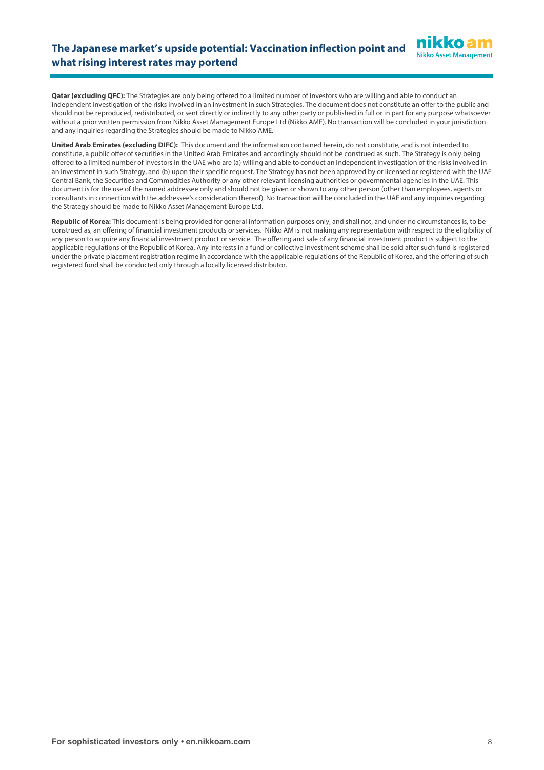**Qatar (excluding QFC):** The Strategies are only being offered to a limited number of investors who are willing and able to conduct an independent investigation of the risks involved in an investment in such Strategies. The document does not constitute an offer to the public and should not be reproduced, redistributed, or sent directly or indirectly to any other party or published in full or in part for any purpose whatsoever without a prior written permission from Nikko Asset Management Europe Ltd (Nikko AME). No transaction will be concluded in your jurisdiction and any inquiries regarding the Strategies should be made to Nikko AME.

**United Arab Emirates (excluding DIFC):** This document and the information contained herein, do not constitute, and is not intended to constitute, a public offer of securities in the United Arab Emirates and accordingly should not be construed as such. The Strategy is only being offered to a limited number of investors in the UAE who are (a) willing and able to conduct an independent investigation of the risks involved in an investment in such Strategy, and (b) upon their specific request. The Strategy has not been approved by or licensed or registered with the UAE Central Bank, the Securities and Commodities Authority or any other relevant licensing authorities or governmental agencies in the UAE. This document is for the use of the named addressee only and should not be given or shown to any other person (other than employees, agents or consultants in connection with the addressee's consideration thereof). No transaction will be concluded in the UAE and any inquiries regarding the Strategy should be made to Nikko Asset Management Europe Ltd.

**Republic of Korea:** This document is being provided for general information purposes only, and shall not, and under no circumstances is, to be construed as, an offering of financial investment products or services. Nikko AM is not making any representation with respect to the eligibility of any person to acquire any financial investment product or service. The offering and sale of any financial investment product is subject to the applicable regulations of the Republic of Korea. Any interests in a fund or collective investment scheme shall be sold after such fund is registered under the private placement registration regime in accordance with the applicable regulations of the Republic of Korea, and the offering of such registered fund shall be conducted only through a locally licensed distributor.